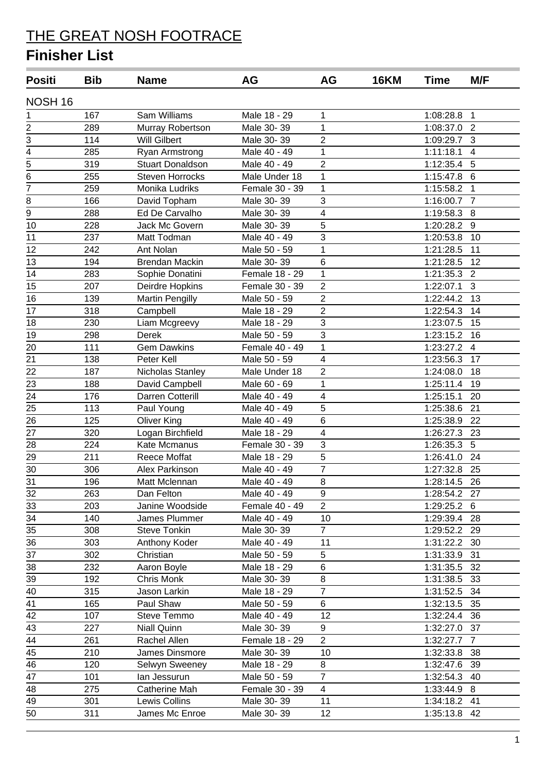# THE GREAT NOSH FOOTRACE

## Finisher List

| Positi | Bib | Name | AG | AG | 16KM | Time | M/F |
|---|---|---|---|---|---|---|---|
| NOSH 16 | | | | | | | |
| 1 | 167 | Sam Williams | Male 18 - 29 | 1 | | 1:08:28.8 | 1 |
| 2 | 289 | Murray Robertson | Male 30- 39 | 1 | | 1:08:37.0 | 2 |
| 3 | 114 | Will Gilbert | Male 30- 39 | 2 | | 1:09:29.7 | 3 |
| 4 | 285 | Ryan Armstrong | Male 40 - 49 | 1 | | 1:11:18.1 | 4 |
| 5 | 319 | Stuart Donaldson | Male 40 - 49 | 2 | | 1:12:35.4 | 5 |
| 6 | 255 | Steven Horrocks | Male Under 18 | 1 | | 1:15:47.8 | 6 |
| 7 | 259 | Monika Ludriks | Female 30 - 39 | 1 | | 1:15:58.2 | 1 |
| 8 | 166 | David Topham | Male 30- 39 | 3 | | 1:16:00.7 | 7 |
| 9 | 288 | Ed De Carvalho | Male 30- 39 | 4 | | 1:19:58.3 | 8 |
| 10 | 228 | Jack Mc Govern | Male 30- 39 | 5 | | 1:20:28.2 | 9 |
| 11 | 237 | Matt Todman | Male 40 - 49 | 3 | | 1:20:53.8 | 10 |
| 12 | 242 | Ant Nolan | Male 50 - 59 | 1 | | 1:21:28.5 | 11 |
| 13 | 194 | Brendan Mackin | Male 30- 39 | 6 | | 1:21:28.5 | 12 |
| 14 | 283 | Sophie Donatini | Female 18 - 29 | 1 | | 1:21:35.3 | 2 |
| 15 | 207 | Deirdre Hopkins | Female 30 - 39 | 2 | | 1:22:07.1 | 3 |
| 16 | 139 | Martin Pengilly | Male 50 - 59 | 2 | | 1:22:44.2 | 13 |
| 17 | 318 | Campbell | Male 18 - 29 | 2 | | 1:22:54.3 | 14 |
| 18 | 230 | Liam Mcgreevy | Male 18 - 29 | 3 | | 1:23:07.5 | 15 |
| 19 | 298 | Derek | Male 50 - 59 | 3 | | 1:23:15.2 | 16 |
| 20 | 111 | Gem Dawkins | Female 40 - 49 | 1 | | 1:23:27.2 | 4 |
| 21 | 138 | Peter Kell | Male 50 - 59 | 4 | | 1:23:56.3 | 17 |
| 22 | 187 | Nicholas Stanley | Male Under 18 | 2 | | 1:24:08.0 | 18 |
| 23 | 188 | David Campbell | Male 60 - 69 | 1 | | 1:25:11.4 | 19 |
| 24 | 176 | Darren Cotterill | Male 40 - 49 | 4 | | 1:25:15.1 | 20 |
| 25 | 113 | Paul Young | Male 40 - 49 | 5 | | 1:25:38.6 | 21 |
| 26 | 125 | Oliver King | Male 40 - 49 | 6 | | 1:25:38.9 | 22 |
| 27 | 320 | Logan Birchfield | Male 18 - 29 | 4 | | 1:26:27.3 | 23 |
| 28 | 224 | Kate Mcmanus | Female 30 - 39 | 3 | | 1:26:35.3 | 5 |
| 29 | 211 | Reece Moffat | Male 18 - 29 | 5 | | 1:26:41.0 | 24 |
| 30 | 306 | Alex Parkinson | Male 40 - 49 | 7 | | 1:27:32.8 | 25 |
| 31 | 196 | Matt Mclennan | Male 40 - 49 | 8 | | 1:28:14.5 | 26 |
| 32 | 263 | Dan Felton | Male 40 - 49 | 9 | | 1:28:54.2 | 27 |
| 33 | 203 | Janine Woodside | Female 40 - 49 | 2 | | 1:29:25.2 | 6 |
| 34 | 140 | James Plummer | Male 40 - 49 | 10 | | 1:29:39.4 | 28 |
| 35 | 308 | Steve Tonkin | Male 30- 39 | 7 | | 1:29:52.2 | 29 |
| 36 | 303 | Anthony Koder | Male 40 - 49 | 11 | | 1:31:22.2 | 30 |
| 37 | 302 | Christian | Male 50 - 59 | 5 | | 1:31:33.9 | 31 |
| 38 | 232 | Aaron Boyle | Male 18 - 29 | 6 | | 1:31:35.5 | 32 |
| 39 | 192 | Chris Monk | Male 30- 39 | 8 | | 1:31:38.5 | 33 |
| 40 | 315 | Jason Larkin | Male 18 - 29 | 7 | | 1:31:52.5 | 34 |
| 41 | 165 | Paul Shaw | Male 50 - 59 | 6 | | 1:32:13.5 | 35 |
| 42 | 107 | Steve Temmo | Male 40 - 49 | 12 | | 1:32:24.4 | 36 |
| 43 | 227 | Niall Quinn | Male 30- 39 | 9 | | 1:32:27.0 | 37 |
| 44 | 261 | Rachel Allen | Female 18 - 29 | 2 | | 1:32:27.7 | 7 |
| 45 | 210 | James Dinsmore | Male 30- 39 | 10 | | 1:32:33.8 | 38 |
| 46 | 120 | Selwyn Sweeney | Male 18 - 29 | 8 | | 1:32:47.6 | 39 |
| 47 | 101 | Ian Jessurun | Male 50 - 59 | 7 | | 1:32:54.3 | 40 |
| 48 | 275 | Catherine Mah | Female 30 - 39 | 4 | | 1:33:44.9 | 8 |
| 49 | 301 | Lewis Collins | Male 30- 39 | 11 | | 1:34:18.2 | 41 |
| 50 | 311 | James Mc Enroe | Male 30- 39 | 12 | | 1:35:13.8 | 42 |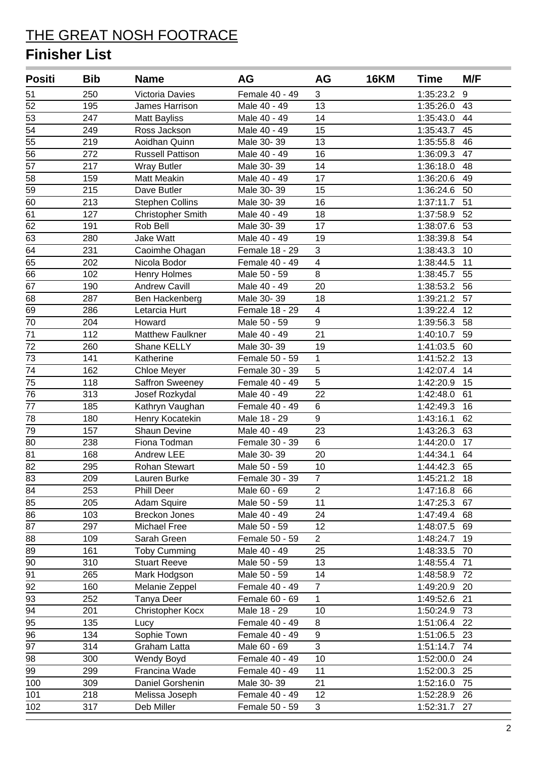# THE GREAT NOSH FOOTRACE

## Finisher List

| Positi | Bib | Name | AG | AG | 16KM | Time | M/F |
|---|---|---|---|---|---|---|---|
| 51 | 250 | Victoria Davies | Female 40 - 49 | 3 | | 1:35:23.2 | 9 |
| 52 | 195 | James Harrison | Male 40 - 49 | 13 | | 1:35:26.0 | 43 |
| 53 | 247 | Matt Bayliss | Male 40 - 49 | 14 | | 1:35:43.0 | 44 |
| 54 | 249 | Ross Jackson | Male 40 - 49 | 15 | | 1:35:43.7 | 45 |
| 55 | 219 | Aoidhan Quinn | Male 30- 39 | 13 | | 1:35:55.8 | 46 |
| 56 | 272 | Russell Pattison | Male 40 - 49 | 16 | | 1:36:09.3 | 47 |
| 57 | 217 | Wray Butler | Male 30- 39 | 14 | | 1:36:18.0 | 48 |
| 58 | 159 | Matt Meakin | Male 40 - 49 | 17 | | 1:36:20.6 | 49 |
| 59 | 215 | Dave Butler | Male 30- 39 | 15 | | 1:36:24.6 | 50 |
| 60 | 213 | Stephen Collins | Male 30- 39 | 16 | | 1:37:11.7 | 51 |
| 61 | 127 | Christopher Smith | Male 40 - 49 | 18 | | 1:37:58.9 | 52 |
| 62 | 191 | Rob Bell | Male 30- 39 | 17 | | 1:38:07.6 | 53 |
| 63 | 280 | Jake Watt | Male 40 - 49 | 19 | | 1:38:39.8 | 54 |
| 64 | 231 | Caoimhe Ohagan | Female 18 - 29 | 3 | | 1:38:43.3 | 10 |
| 65 | 202 | Nicola Bodor | Female 40 - 49 | 4 | | 1:38:44.5 | 11 |
| 66 | 102 | Henry Holmes | Male 50 - 59 | 8 | | 1:38:45.7 | 55 |
| 67 | 190 | Andrew Cavill | Male 40 - 49 | 20 | | 1:38:53.2 | 56 |
| 68 | 287 | Ben Hackenberg | Male 30- 39 | 18 | | 1:39:21.2 | 57 |
| 69 | 286 | Letarcia Hurt | Female 18 - 29 | 4 | | 1:39:22.4 | 12 |
| 70 | 204 | Howard | Male 50 - 59 | 9 | | 1:39:56.3 | 58 |
| 71 | 112 | Matthew Faulkner | Male 40 - 49 | 21 | | 1:40:10.7 | 59 |
| 72 | 260 | Shane KELLY | Male 30- 39 | 19 | | 1:41:03.5 | 60 |
| 73 | 141 | Katherine | Female 50 - 59 | 1 | | 1:41:52.2 | 13 |
| 74 | 162 | Chloe Meyer | Female 30 - 39 | 5 | | 1:42:07.4 | 14 |
| 75 | 118 | Saffron Sweeney | Female 40 - 49 | 5 | | 1:42:20.9 | 15 |
| 76 | 313 | Josef Rozkydal | Male 40 - 49 | 22 | | 1:42:48.0 | 61 |
| 77 | 185 | Kathryn Vaughan | Female 40 - 49 | 6 | | 1:42:49.3 | 16 |
| 78 | 180 | Henry Kocatekin | Male 18 - 29 | 9 | | 1:43:16.1 | 62 |
| 79 | 157 | Shaun Devine | Male 40 - 49 | 23 | | 1:43:26.3 | 63 |
| 80 | 238 | Fiona Todman | Female 30 - 39 | 6 | | 1:44:20.0 | 17 |
| 81 | 168 | Andrew LEE | Male 30- 39 | 20 | | 1:44:34.1 | 64 |
| 82 | 295 | Rohan Stewart | Male 50 - 59 | 10 | | 1:44:42.3 | 65 |
| 83 | 209 | Lauren Burke | Female 30 - 39 | 7 | | 1:45:21.2 | 18 |
| 84 | 253 | Phill Deer | Male 60 - 69 | 2 | | 1:47:16.8 | 66 |
| 85 | 205 | Adam Squire | Male 50 - 59 | 11 | | 1:47:25.3 | 67 |
| 86 | 103 | Breckon Jones | Male 40 - 49 | 24 | | 1:47:49.4 | 68 |
| 87 | 297 | Michael Free | Male 50 - 59 | 12 | | 1:48:07.5 | 69 |
| 88 | 109 | Sarah Green | Female 50 - 59 | 2 | | 1:48:24.7 | 19 |
| 89 | 161 | Toby Cumming | Male 40 - 49 | 25 | | 1:48:33.5 | 70 |
| 90 | 310 | Stuart Reeve | Male 50 - 59 | 13 | | 1:48:55.4 | 71 |
| 91 | 265 | Mark Hodgson | Male 50 - 59 | 14 | | 1:48:58.9 | 72 |
| 92 | 160 | Melanie Zeppel | Female 40 - 49 | 7 | | 1:49:20.9 | 20 |
| 93 | 252 | Tanya Deer | Female 60 - 69 | 1 | | 1:49:52.6 | 21 |
| 94 | 201 | Christopher Kocx | Male 18 - 29 | 10 | | 1:50:24.9 | 73 |
| 95 | 135 | Lucy | Female 40 - 49 | 8 | | 1:51:06.4 | 22 |
| 96 | 134 | Sophie Town | Female 40 - 49 | 9 | | 1:51:06.5 | 23 |
| 97 | 314 | Graham Latta | Male 60 - 69 | 3 | | 1:51:14.7 | 74 |
| 98 | 300 | Wendy Boyd | Female 40 - 49 | 10 | | 1:52:00.0 | 24 |
| 99 | 299 | Francina Wade | Female 40 - 49 | 11 | | 1:52:00.3 | 25 |
| 100 | 309 | Daniel Gorshenin | Male 30- 39 | 21 | | 1:52:16.0 | 75 |
| 101 | 218 | Melissa Joseph | Female 40 - 49 | 12 | | 1:52:28.9 | 26 |
| 102 | 317 | Deb Miller | Female 50 - 59 | 3 | | 1:52:31.7 | 27 |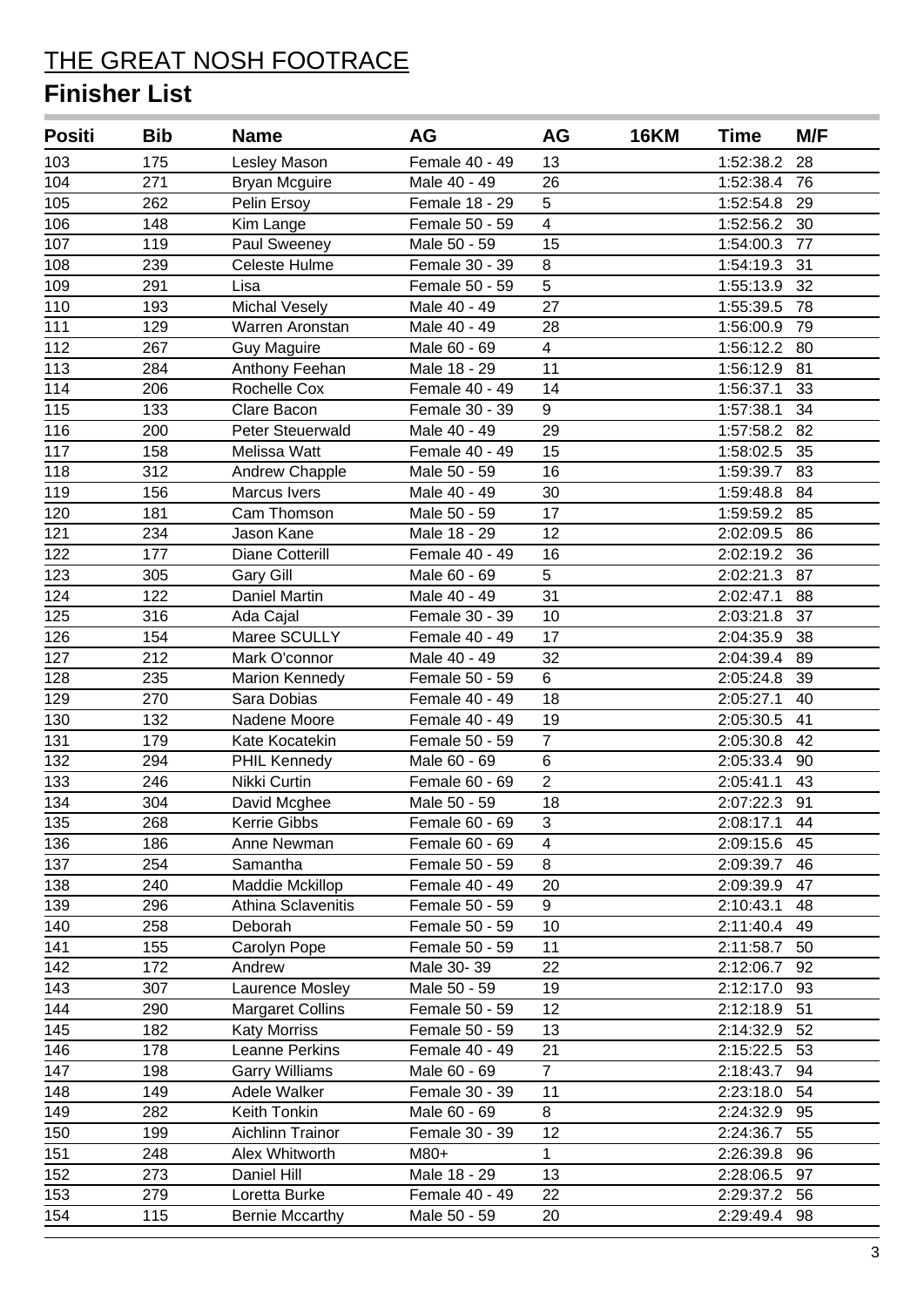# THE GREAT NOSH FOOTRACE

## Finisher List

| Positi | Bib | Name | AG | AG | 16KM | Time | M/F |
|---|---|---|---|---|---|---|---|
| 103 | 175 | Lesley Mason | Female 40 - 49 | 13 | | 1:52:38.2 | 28 |
| 104 | 271 | Bryan Mcguire | Male 40 - 49 | 26 | | 1:52:38.4 | 76 |
| 105 | 262 | Pelin Ersoy | Female 18 - 29 | 5 | | 1:52:54.8 | 29 |
| 106 | 148 | Kim Lange | Female 50 - 59 | 4 | | 1:52:56.2 | 30 |
| 107 | 119 | Paul Sweeney | Male 50 - 59 | 15 | | 1:54:00.3 | 77 |
| 108 | 239 | Celeste Hulme | Female 30 - 39 | 8 | | 1:54:19.3 | 31 |
| 109 | 291 | Lisa | Female 50 - 59 | 5 | | 1:55:13.9 | 32 |
| 110 | 193 | Michal Vesely | Male 40 - 49 | 27 | | 1:55:39.5 | 78 |
| 111 | 129 | Warren Aronstan | Male 40 - 49 | 28 | | 1:56:00.9 | 79 |
| 112 | 267 | Guy Maguire | Male 60 - 69 | 4 | | 1:56:12.2 | 80 |
| 113 | 284 | Anthony Feehan | Male 18 - 29 | 11 | | 1:56:12.9 | 81 |
| 114 | 206 | Rochelle Cox | Female 40 - 49 | 14 | | 1:56:37.1 | 33 |
| 115 | 133 | Clare Bacon | Female 30 - 39 | 9 | | 1:57:38.1 | 34 |
| 116 | 200 | Peter Steuerwald | Male 40 - 49 | 29 | | 1:57:58.2 | 82 |
| 117 | 158 | Melissa Watt | Female 40 - 49 | 15 | | 1:58:02.5 | 35 |
| 118 | 312 | Andrew Chapple | Male 50 - 59 | 16 | | 1:59:39.7 | 83 |
| 119 | 156 | Marcus Ivers | Male 40 - 49 | 30 | | 1:59:48.8 | 84 |
| 120 | 181 | Cam Thomson | Male 50 - 59 | 17 | | 1:59:59.2 | 85 |
| 121 | 234 | Jason Kane | Male 18 - 29 | 12 | | 2:02:09.5 | 86 |
| 122 | 177 | Diane Cotterill | Female 40 - 49 | 16 | | 2:02:19.2 | 36 |
| 123 | 305 | Gary Gill | Male 60 - 69 | 5 | | 2:02:21.3 | 87 |
| 124 | 122 | Daniel Martin | Male 40 - 49 | 31 | | 2:02:47.1 | 88 |
| 125 | 316 | Ada Cajal | Female 30 - 39 | 10 | | 2:03:21.8 | 37 |
| 126 | 154 | Maree SCULLY | Female 40 - 49 | 17 | | 2:04:35.9 | 38 |
| 127 | 212 | Mark O'connor | Male 40 - 49 | 32 | | 2:04:39.4 | 89 |
| 128 | 235 | Marion Kennedy | Female 50 - 59 | 6 | | 2:05:24.8 | 39 |
| 129 | 270 | Sara Dobias | Female 40 - 49 | 18 | | 2:05:27.1 | 40 |
| 130 | 132 | Nadene Moore | Female 40 - 49 | 19 | | 2:05:30.5 | 41 |
| 131 | 179 | Kate Kocatekin | Female 50 - 59 | 7 | | 2:05:30.8 | 42 |
| 132 | 294 | PHIL Kennedy | Male 60 - 69 | 6 | | 2:05:33.4 | 90 |
| 133 | 246 | Nikki Curtin | Female 60 - 69 | 2 | | 2:05:41.1 | 43 |
| 134 | 304 | David Mcghee | Male 50 - 59 | 18 | | 2:07:22.3 | 91 |
| 135 | 268 | Kerrie Gibbs | Female 60 - 69 | 3 | | 2:08:17.1 | 44 |
| 136 | 186 | Anne Newman | Female 60 - 69 | 4 | | 2:09:15.6 | 45 |
| 137 | 254 | Samantha | Female 50 - 59 | 8 | | 2:09:39.7 | 46 |
| 138 | 240 | Maddie Mckillop | Female 40 - 49 | 20 | | 2:09:39.9 | 47 |
| 139 | 296 | Athina Sclavenitis | Female 50 - 59 | 9 | | 2:10:43.1 | 48 |
| 140 | 258 | Deborah | Female 50 - 59 | 10 | | 2:11:40.4 | 49 |
| 141 | 155 | Carolyn Pope | Female 50 - 59 | 11 | | 2:11:58.7 | 50 |
| 142 | 172 | Andrew | Male 30- 39 | 22 | | 2:12:06.7 | 92 |
| 143 | 307 | Laurence Mosley | Male 50 - 59 | 19 | | 2:12:17.0 | 93 |
| 144 | 290 | Margaret Collins | Female 50 - 59 | 12 | | 2:12:18.9 | 51 |
| 145 | 182 | Katy Morriss | Female 50 - 59 | 13 | | 2:14:32.9 | 52 |
| 146 | 178 | Leanne Perkins | Female 40 - 49 | 21 | | 2:15:22.5 | 53 |
| 147 | 198 | Garry Williams | Male 60 - 69 | 7 | | 2:18:43.7 | 94 |
| 148 | 149 | Adele Walker | Female 30 - 39 | 11 | | 2:23:18.0 | 54 |
| 149 | 282 | Keith Tonkin | Male 60 - 69 | 8 | | 2:24:32.9 | 95 |
| 150 | 199 | Aichlinn Trainor | Female 30 - 39 | 12 | | 2:24:36.7 | 55 |
| 151 | 248 | Alex Whitworth | M80+ | 1 | | 2:26:39.8 | 96 |
| 152 | 273 | Daniel Hill | Male 18 - 29 | 13 | | 2:28:06.5 | 97 |
| 153 | 279 | Loretta Burke | Female 40 - 49 | 22 | | 2:29:37.2 | 56 |
| 154 | 115 | Bernie Mccarthy | Male 50 - 59 | 20 | | 2:29:49.4 | 98 |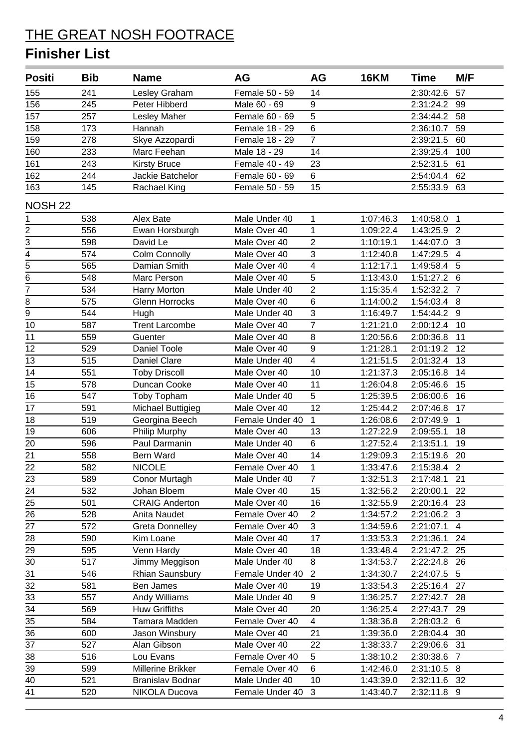# THE GREAT NOSH FOOTRACE

## Finisher List

| Positi | Bib | Name | AG | AG | 16KM | Time | M/F |
|---|---|---|---|---|---|---|---|
| 155 | 241 | Lesley Graham | Female 50 - 59 | 14 | | 2:30:42.6 | 57 |
| 156 | 245 | Peter Hibberd | Male 60 - 69 | 9 | | 2:31:24.2 | 99 |
| 157 | 257 | Lesley Maher | Female 60 - 69 | 5 | | 2:34:44.2 | 58 |
| 158 | 173 | Hannah | Female 18 - 29 | 6 | | 2:36:10.7 | 59 |
| 159 | 278 | Skye Azzopardi | Female 18 - 29 | 7 | | 2:39:21.5 | 60 |
| 160 | 233 | Marc Feehan | Male 18 - 29 | 14 | | 2:39:25.4 | 100 |
| 161 | 243 | Kirsty Bruce | Female 40 - 49 | 23 | | 2:52:31.5 | 61 |
| 162 | 244 | Jackie Batchelor | Female 60 - 69 | 6 | | 2:54:04.4 | 62 |
| 163 | 145 | Rachael King | Female 50 - 59 | 15 | | 2:55:33.9 | 63 |

NOSH 22

| Positi | Bib | Name | AG | AG | 16KM | Time | M/F |
|---|---|---|---|---|---|---|---|
| 1 | 538 | Alex Bate | Male Under 40 | 1 | 1:07:46.3 | 1:40:58.0 | 1 |
| 2 | 556 | Ewan Horsburgh | Male Over 40 | 1 | 1:09:22.4 | 1:43:25.9 | 2 |
| 3 | 598 | David Le | Male Over 40 | 2 | 1:10:19.1 | 1:44:07.0 | 3 |
| 4 | 574 | Colm Connolly | Male Over 40 | 3 | 1:12:40.8 | 1:47:29.5 | 4 |
| 5 | 565 | Damian Smith | Male Over 40 | 4 | 1:12:17.1 | 1:49:58.4 | 5 |
| 6 | 548 | Marc Person | Male Over 40 | 5 | 1:13:43.0 | 1:51:27.2 | 6 |
| 7 | 534 | Harry Morton | Male Under 40 | 2 | 1:15:35.4 | 1:52:32.2 | 7 |
| 8 | 575 | Glenn Horrocks | Male Over 40 | 6 | 1:14:00.2 | 1:54:03.4 | 8 |
| 9 | 544 | Hugh | Male Under 40 | 3 | 1:16:49.7 | 1:54:44.2 | 9 |
| 10 | 587 | Trent Larcombe | Male Over 40 | 7 | 1:21:21.0 | 2:00:12.4 | 10 |
| 11 | 559 | Guenter | Male Over 40 | 8 | 1:20:56.6 | 2:00:36.8 | 11 |
| 12 | 529 | Daniel Toole | Male Over 40 | 9 | 1:21:28.1 | 2:01:19.2 | 12 |
| 13 | 515 | Daniel Clare | Male Under 40 | 4 | 1:21:51.5 | 2:01:32.4 | 13 |
| 14 | 551 | Toby Driscoll | Male Over 40 | 10 | 1:21:37.3 | 2:05:16.8 | 14 |
| 15 | 578 | Duncan Cooke | Male Over 40 | 11 | 1:26:04.8 | 2:05:46.6 | 15 |
| 16 | 547 | Toby Topham | Male Under 40 | 5 | 1:25:39.5 | 2:06:00.6 | 16 |
| 17 | 591 | Michael Buttigieg | Male Over 40 | 12 | 1:25:44.2 | 2:07:46.8 | 17 |
| 18 | 519 | Georgina Beech | Female Under 40 | 1 | 1:26:08.6 | 2:07:49.9 | 1 |
| 19 | 606 | Philip Murphy | Male Over 40 | 13 | 1:27:22.9 | 2:09:55.1 | 18 |
| 20 | 596 | Paul Darmanin | Male Under 40 | 6 | 1:27:52.4 | 2:13:51.1 | 19 |
| 21 | 558 | Bern Ward | Male Over 40 | 14 | 1:29:09.3 | 2:15:19.6 | 20 |
| 22 | 582 | NICOLE | Female Over 40 | 1 | 1:33:47.6 | 2:15:38.4 | 2 |
| 23 | 589 | Conor Murtagh | Male Under 40 | 7 | 1:32:51.3 | 2:17:48.1 | 21 |
| 24 | 532 | Johan Bloem | Male Over 40 | 15 | 1:32:56.2 | 2:20:00.1 | 22 |
| 25 | 501 | CRAIG Anderton | Male Over 40 | 16 | 1:32:55.9 | 2:20:16.4 | 23 |
| 26 | 528 | Anita Naudet | Female Over 40 | 2 | 1:34:57.2 | 2:21:06.2 | 3 |
| 27 | 572 | Greta Donnelley | Female Over 40 | 3 | 1:34:59.6 | 2:21:07.1 | 4 |
| 28 | 590 | Kim Loane | Male Over 40 | 17 | 1:33:53.3 | 2:21:36.1 | 24 |
| 29 | 595 | Venn Hardy | Male Over 40 | 18 | 1:33:48.4 | 2:21:47.2 | 25 |
| 30 | 517 | Jimmy Meggison | Male Under 40 | 8 | 1:34:53.7 | 2:22:24.8 | 26 |
| 31 | 546 | Rhian Saunsbury | Female Under 40 | 2 | 1:34:30.7 | 2:24:07.5 | 5 |
| 32 | 581 | Ben James | Male Over 40 | 19 | 1:33:54.3 | 2:25:16.4 | 27 |
| 33 | 557 | Andy Williams | Male Under 40 | 9 | 1:36:25.7 | 2:27:42.7 | 28 |
| 34 | 569 | Huw Griffiths | Male Over 40 | 20 | 1:36:25.4 | 2:27:43.7 | 29 |
| 35 | 584 | Tamara Madden | Female Over 40 | 4 | 1:38:36.8 | 2:28:03.2 | 6 |
| 36 | 600 | Jason Winsbury | Male Over 40 | 21 | 1:39:36.0 | 2:28:04.4 | 30 |
| 37 | 527 | Alan Gibson | Male Over 40 | 22 | 1:38:33.7 | 2:29:06.6 | 31 |
| 38 | 516 | Lou Evans | Female Over 40 | 5 | 1:38:10.2 | 2:30:38.6 | 7 |
| 39 | 599 | Millerine Brikker | Female Over 40 | 6 | 1:42:46.0 | 2:31:10.5 | 8 |
| 40 | 521 | Branislav Bodnar | Male Under 40 | 10 | 1:43:39.0 | 2:32:11.6 | 32 |
| 41 | 520 | NIKOLA Ducova | Female Under 40 | 3 | 1:43:40.7 | 2:32:11.8 | 9 |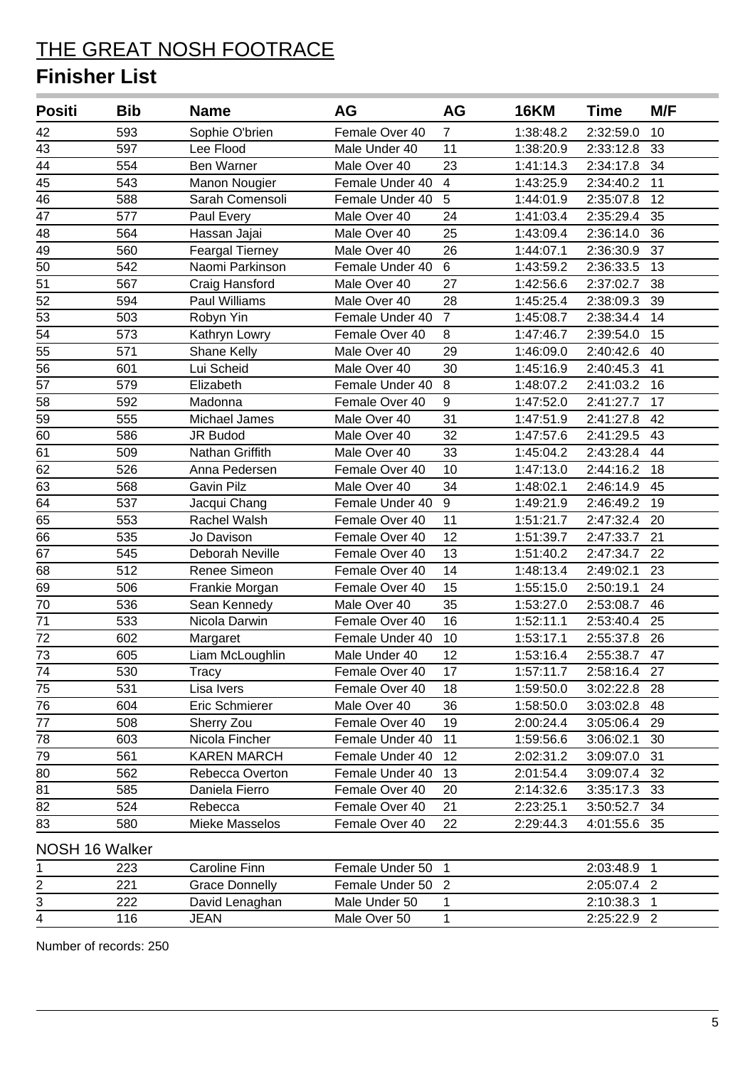# THE GREAT NOSH FOOTRACE

## Finisher List

| Positi | Bib | Name | AG | AG | 16KM | Time | M/F |
|---|---|---|---|---|---|---|---|
| 42 | 593 | Sophie O'brien | Female Over 40 | 7 | 1:38:48.2 | 2:32:59.0 | 10 |
| 43 | 597 | Lee Flood | Male Under 40 | 11 | 1:38:20.9 | 2:33:12.8 | 33 |
| 44 | 554 | Ben Warner | Male Over 40 | 23 | 1:41:14.3 | 2:34:17.8 | 34 |
| 45 | 543 | Manon Nougier | Female Under 40 | 4 | 1:43:25.9 | 2:34:40.2 | 11 |
| 46 | 588 | Sarah Comensoli | Female Under 40 | 5 | 1:44:01.9 | 2:35:07.8 | 12 |
| 47 | 577 | Paul Every | Male Over 40 | 24 | 1:41:03.4 | 2:35:29.4 | 35 |
| 48 | 564 | Hassan Jajai | Male Over 40 | 25 | 1:43:09.4 | 2:36:14.0 | 36 |
| 49 | 560 | Feargal Tierney | Male Over 40 | 26 | 1:44:07.1 | 2:36:30.9 | 37 |
| 50 | 542 | Naomi Parkinson | Female Under 40 | 6 | 1:43:59.2 | 2:36:33.5 | 13 |
| 51 | 567 | Craig Hansford | Male Over 40 | 27 | 1:42:56.6 | 2:37:02.7 | 38 |
| 52 | 594 | Paul Williams | Male Over 40 | 28 | 1:45:25.4 | 2:38:09.3 | 39 |
| 53 | 503 | Robyn Yin | Female Under 40 | 7 | 1:45:08.7 | 2:38:34.4 | 14 |
| 54 | 573 | Kathryn Lowry | Female Over 40 | 8 | 1:47:46.7 | 2:39:54.0 | 15 |
| 55 | 571 | Shane Kelly | Male Over 40 | 29 | 1:46:09.0 | 2:40:42.6 | 40 |
| 56 | 601 | Lui Scheid | Male Over 40 | 30 | 1:45:16.9 | 2:40:45.3 | 41 |
| 57 | 579 | Elizabeth | Female Under 40 | 8 | 1:48:07.2 | 2:41:03.2 | 16 |
| 58 | 592 | Madonna | Female Over 40 | 9 | 1:47:52.0 | 2:41:27.7 | 17 |
| 59 | 555 | Michael James | Male Over 40 | 31 | 1:47:51.9 | 2:41:27.8 | 42 |
| 60 | 586 | JR Budod | Male Over 40 | 32 | 1:47:57.6 | 2:41:29.5 | 43 |
| 61 | 509 | Nathan Griffith | Male Over 40 | 33 | 1:45:04.2 | 2:43:28.4 | 44 |
| 62 | 526 | Anna Pedersen | Female Over 40 | 10 | 1:47:13.0 | 2:44:16.2 | 18 |
| 63 | 568 | Gavin Pilz | Male Over 40 | 34 | 1:48:02.1 | 2:46:14.9 | 45 |
| 64 | 537 | Jacqui Chang | Female Under 40 | 9 | 1:49:21.9 | 2:46:49.2 | 19 |
| 65 | 553 | Rachel Walsh | Female Over 40 | 11 | 1:51:21.7 | 2:47:32.4 | 20 |
| 66 | 535 | Jo Davison | Female Over 40 | 12 | 1:51:39.7 | 2:47:33.7 | 21 |
| 67 | 545 | Deborah Neville | Female Over 40 | 13 | 1:51:40.2 | 2:47:34.7 | 22 |
| 68 | 512 | Renee Simeon | Female Over 40 | 14 | 1:48:13.4 | 2:49:02.1 | 23 |
| 69 | 506 | Frankie Morgan | Female Over 40 | 15 | 1:55:15.0 | 2:50:19.1 | 24 |
| 70 | 536 | Sean Kennedy | Male Over 40 | 35 | 1:53:27.0 | 2:53:08.7 | 46 |
| 71 | 533 | Nicola Darwin | Female Over 40 | 16 | 1:52:11.1 | 2:53:40.4 | 25 |
| 72 | 602 | Margaret | Female Under 40 | 10 | 1:53:17.1 | 2:55:37.8 | 26 |
| 73 | 605 | Liam McLoughlin | Male Under 40 | 12 | 1:53:16.4 | 2:55:38.7 | 47 |
| 74 | 530 | Tracy | Female Over 40 | 17 | 1:57:11.7 | 2:58:16.4 | 27 |
| 75 | 531 | Lisa Ivers | Female Over 40 | 18 | 1:59:50.0 | 3:02:22.8 | 28 |
| 76 | 604 | Eric Schmierer | Male Over 40 | 36 | 1:58:50.0 | 3:03:02.8 | 48 |
| 77 | 508 | Sherry Zou | Female Over 40 | 19 | 2:00:24.4 | 3:05:06.4 | 29 |
| 78 | 603 | Nicola Fincher | Female Under 40 | 11 | 1:59:56.6 | 3:06:02.1 | 30 |
| 79 | 561 | KAREN MARCH | Female Under 40 | 12 | 2:02:31.2 | 3:09:07.0 | 31 |
| 80 | 562 | Rebecca Overton | Female Under 40 | 13 | 2:01:54.4 | 3:09:07.4 | 32 |
| 81 | 585 | Daniela Fierro | Female Over 40 | 20 | 2:14:32.6 | 3:35:17.3 | 33 |
| 82 | 524 | Rebecca | Female Over 40 | 21 | 2:23:25.1 | 3:50:52.7 | 34 |
| 83 | 580 | Mieke Masselos | Female Over 40 | 22 | 2:29:44.3 | 4:01:55.6 | 35 |

NOSH 16 Walker

| | | | | | | | |
|---|---|---|---|---|---|---|---|
| 1 | 223 | Caroline Finn | Female Under 50 | 1 | | 2:03:48.9 | 1 |
| 2 | 221 | Grace Donnelly | Female Under 50 | 2 | | 2:05:07.4 | 2 |
| 3 | 222 | David Lenaghan | Male Under 50 | 1 | | 2:10:38.3 | 1 |
| 4 | 116 | JEAN | Male Over 50 | 1 | | 2:25:22.9 | 2 |

Number of records: 250